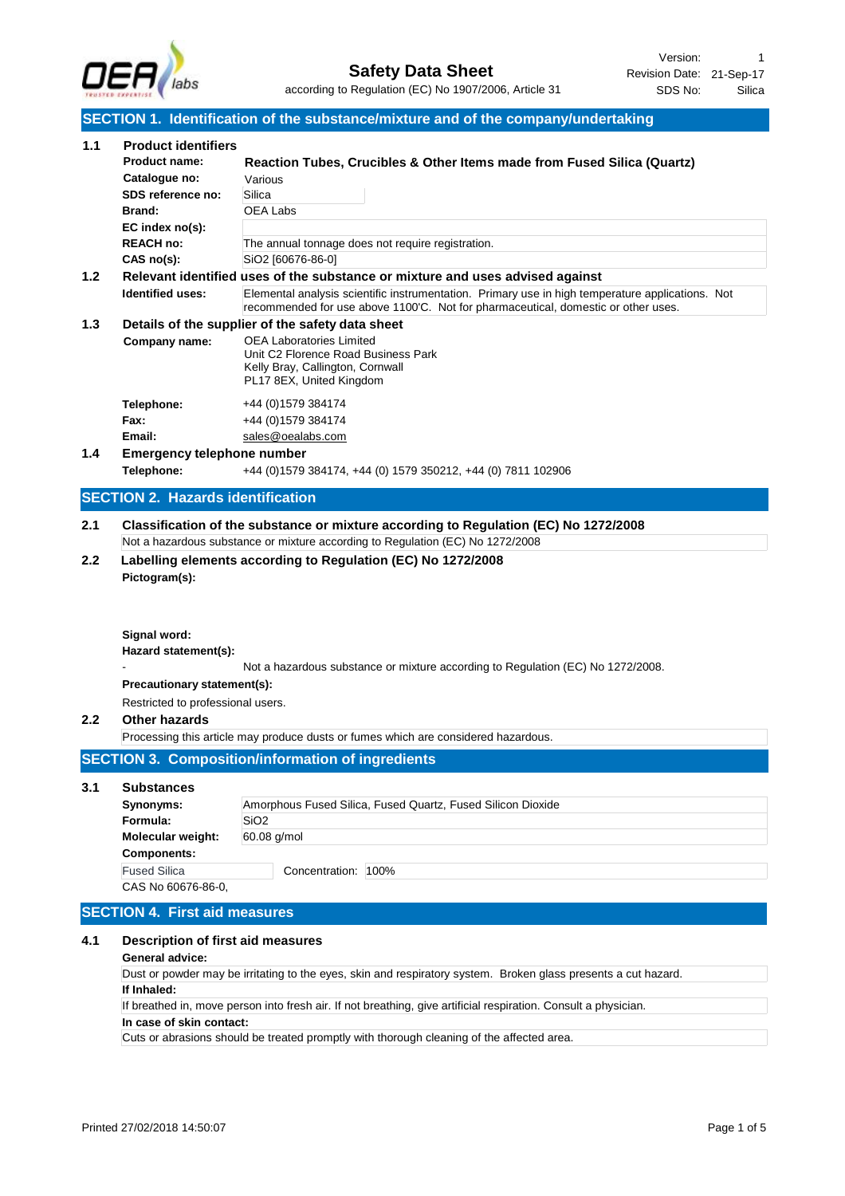# Safety Data Sheet

according to Regulation (EC) No 1907/2006, Article 31

Version: 1
Revision Date: 21-Sep-17
SDS No: Silica

## SECTION 1. Identification of the substance/mixture and of the company/undertaking

### 1.1 Product identifiers

| | |
|---|---|
| **Product name:** | **Reaction Tubes, Crucibles & Other Items made from Fused Silica (Quartz)** |
| **Catalogue no:** | Various |
| **SDS reference no:** | Silica |
| **Brand:** | OEA Labs |
| **EC index no(s):** | |
| **REACH no:** | The annual tonnage does not require registration. |
| **CAS no(s):** | $SiO_2$ [60676-86-0] |

### 1.2 Relevant identified uses of the substance or mixture and uses advised against

**Identified uses:** Elemental analysis scientific instrumentation. Primary use in high temperature applications. Not recommended for use above 1100'C. Not for pharmaceutical, domestic or other uses.

### 1.3 Details of the supplier of the safety data sheet

**Company name:**
OEA Laboratories Limited
Unit C2 Florence Road Business Park
Kelly Bray, Callington, Cornwall
PL17 8EX, United Kingdom

**Telephone:** +44 (0)1579 384174
**Fax:** +44 (0)1579 384174
**Email:** sales@oealabs.com

### 1.4 Emergency telephone number

**Telephone:** +44 (0)1579 384174, +44 (0) 1579 350212, +44 (0) 7811 102906

## SECTION 2. Hazards identification

### 2.1 Classification of the substance or mixture according to Regulation (EC) No 1272/2008

Not a hazardous substance or mixture according to Regulation (EC) No 1272/2008

### 2.2 Labelling elements according to Regulation (EC) No 1272/2008

**Pictogram(s):**

**Signal word:**

**Hazard statement(s):**

- Not a hazardous substance or mixture according to Regulation (EC) No 1272/2008.

**Precautionary statement(s):**

Restricted to professional users.

### 2.2 Other hazards

Processing this article may produce dusts or fumes which are considered hazardous.

## SECTION 3. Composition/information of ingredients

### 3.1 Substances

| | |
|---|---|
| **Synonyms:** | Amorphous Fused Silica, Fused Quartz, Fused Silicon Dioxide |
| **Formula:** | $SiO_2$ |
| **Molecular weight:** | 60.08 g/mol |

**Components:**

| | |
|---|---|
| Fused Silica | Concentration: 100% |

CAS No 60676-86-0,

## SECTION 4. First aid measures

### 4.1 Description of first aid measures

**General advice:**

Dust or powder may be irritating to the eyes, skin and respiratory system. Broken glass presents a cut hazard.

**If Inhaled:**

If breathed in, move person into fresh air. If not breathing, give artificial respiration. Consult a physician.

**In case of skin contact:**

Cuts or abrasions should be treated promptly with thorough cleaning of the affected area.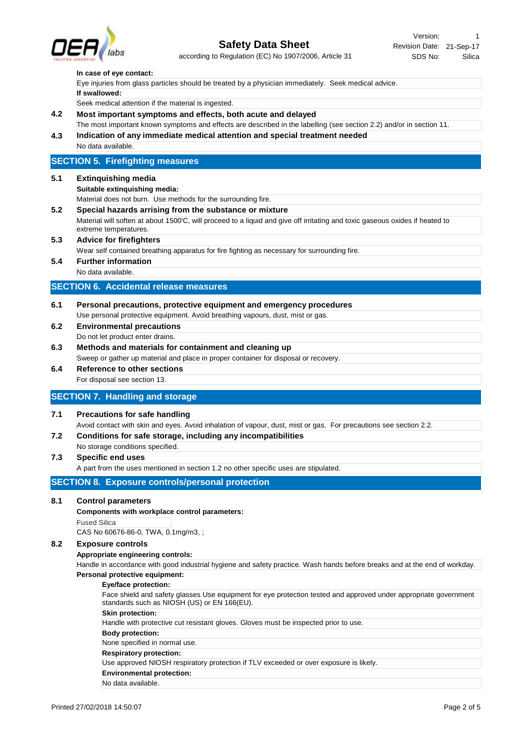**In case of eye contact:**

Eye injuries from glass particles should be treated by a physician immediately. Seek medical advice.

**If swallowed:**

Seek medical attention if the material is ingested.

### 4.2 Most important symptoms and effects, both acute and delayed

The most important known symptoms and effects are described in the labelling (see section 2.2) and/or in section 11.

### 4.3 Indication of any immediate medical attention and special treatment needed

No data available.

## SECTION 5. Firefighting measures

### 5.1 Extinguishing media

**Suitable extinguishing media:**

Material does not burn. Use methods for the surrounding fire.

### 5.2 Special hazards arising from the substance or mixture

Material will soften at about 1500'C, will proceed to a liquid and give off irritating and toxic gaseous oxides if heated to extreme temperatures.

### 5.3 Advice for firefighters

Wear self contained breathing apparatus for fire fighting as necessary for surrounding fire.

### 5.4 Further information

No data available.

## SECTION 6. Accidental release measures

### 6.1 Personal precautions, protective equipment and emergency procedures

Use personal protective equipment. Avoid breathing vapours, dust, mist or gas.

### 6.2 Environmental precautions

Do not let product enter drains.

### 6.3 Methods and materials for containment and cleaning up

Sweep or gather up material and place in proper container for disposal or recovery.

### 6.4 Reference to other sections

For disposal see section 13.

## SECTION 7. Handling and storage

### 7.1 Precautions for safe handling

Avoid contact with skin and eyes. Avoid inhalation of vapour, dust, mist or gas. For precautions see section 2.2.

### 7.2 Conditions for safe storage, including any incompatibilities

No storage conditions specified.

### 7.3 Specific end uses

A part from the uses mentioned in section 1.2 no other specific uses are stipulated.

## SECTION 8. Exposure controls/personal protection

### 8.1 Control parameters

**Components with workplace control parameters:**

Fused Silica

CAS No 60676-86-0, TWA, 0.1mg/m3, ;

### 8.2 Exposure controls

**Appropriate engineering controls:**

Handle in accordance with good industrial hygiene and safety practice. Wash hands before breaks and at the end of workday.

**Personal protective equipment:**

**Eye/face protection:**

Face shield and safety glasses Use equipment for eye protection tested and approved under appropriate government standards such as NIOSH (US) or EN 166(EU).

**Skin protection:**

Handle with protective cut resistant gloves. Gloves must be inspected prior to use.

**Body protection:**

None specified in normal use.

**Respiratory protection:**

Use approved NIOSH respiratory protection if TLV exceeded or over exposure is likely.

**Environmental protection:**

No data available.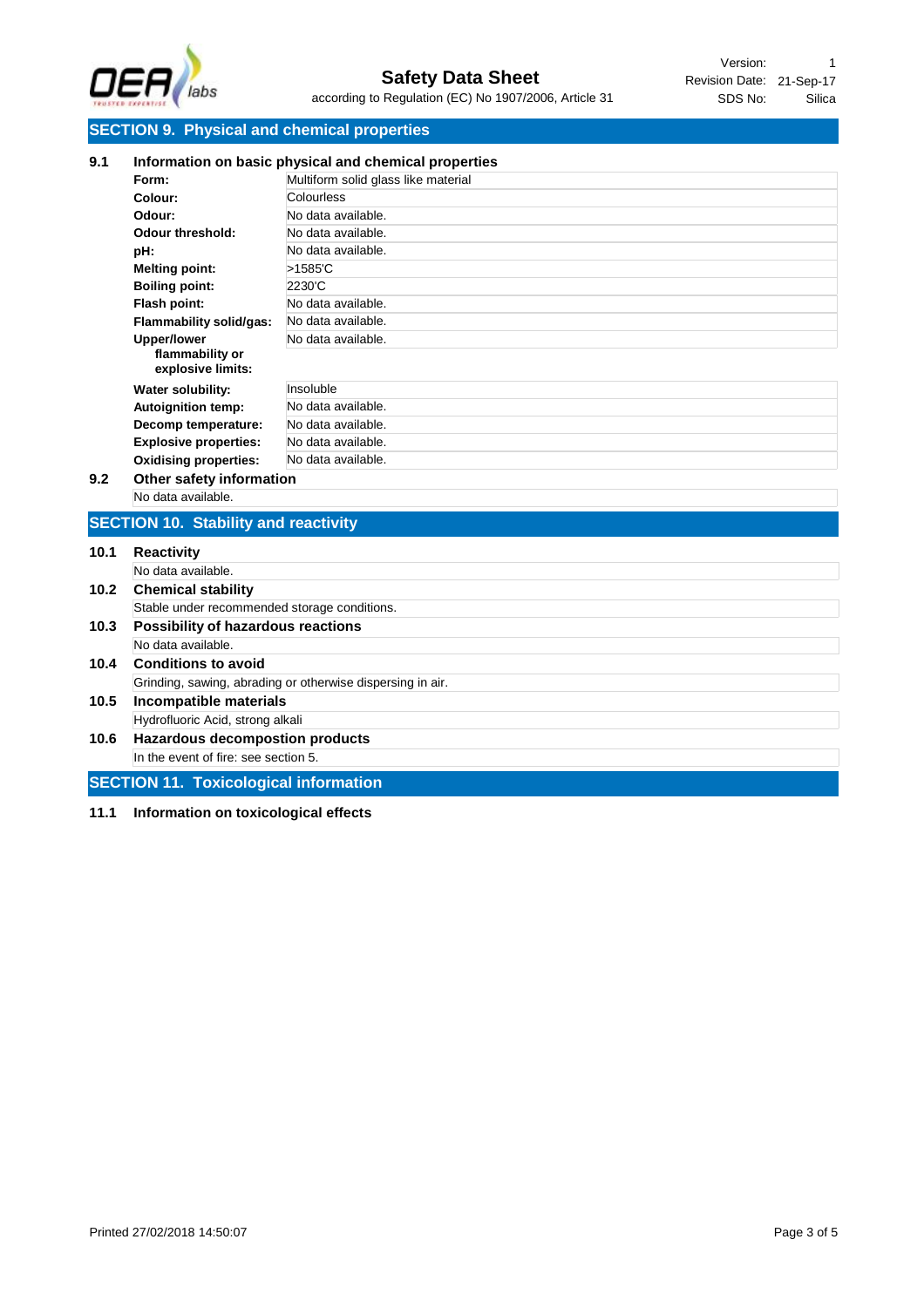## SECTION 9. Physical and chemical properties

### 9.1 Information on basic physical and chemical properties

| Property | Value |
|---|---|
| **Form:** | Multiform solid glass like material |
| **Colour:** | Colourless |
| **Odour:** | No data available. |
| **Odour threshold:** | No data available. |
| **pH:** | No data available. |
| **Melting point:** | >1585'C |
| **Boiling point:** | 2230'C |
| **Flash point:** | No data available. |
| **Flammability solid/gas:** | No data available. |
| **Upper/lower flammability or explosive limits:** | No data available. |
| **Water solubility:** | Insoluble |
| **Autoignition temp:** | No data available. |
| **Decomp temperature:** | No data available. |
| **Explosive properties:** | No data available. |
| **Oxidising properties:** | No data available. |

### 9.2 Other safety information

No data available.

## SECTION 10. Stability and reactivity

### 10.1 Reactivity

No data available.

### 10.2 Chemical stability

Stable under recommended storage conditions.

### 10.3 Possibility of hazardous reactions

No data available.

### 10.4 Conditions to avoid

Grinding, sawing, abrading or otherwise dispersing in air.

### 10.5 Incompatible materials

Hydrofluoric Acid, strong alkali

### 10.6 Hazardous decompostion products

In the event of fire: see section 5.

## SECTION 11. Toxicological information

### 11.1 Information on toxicological effects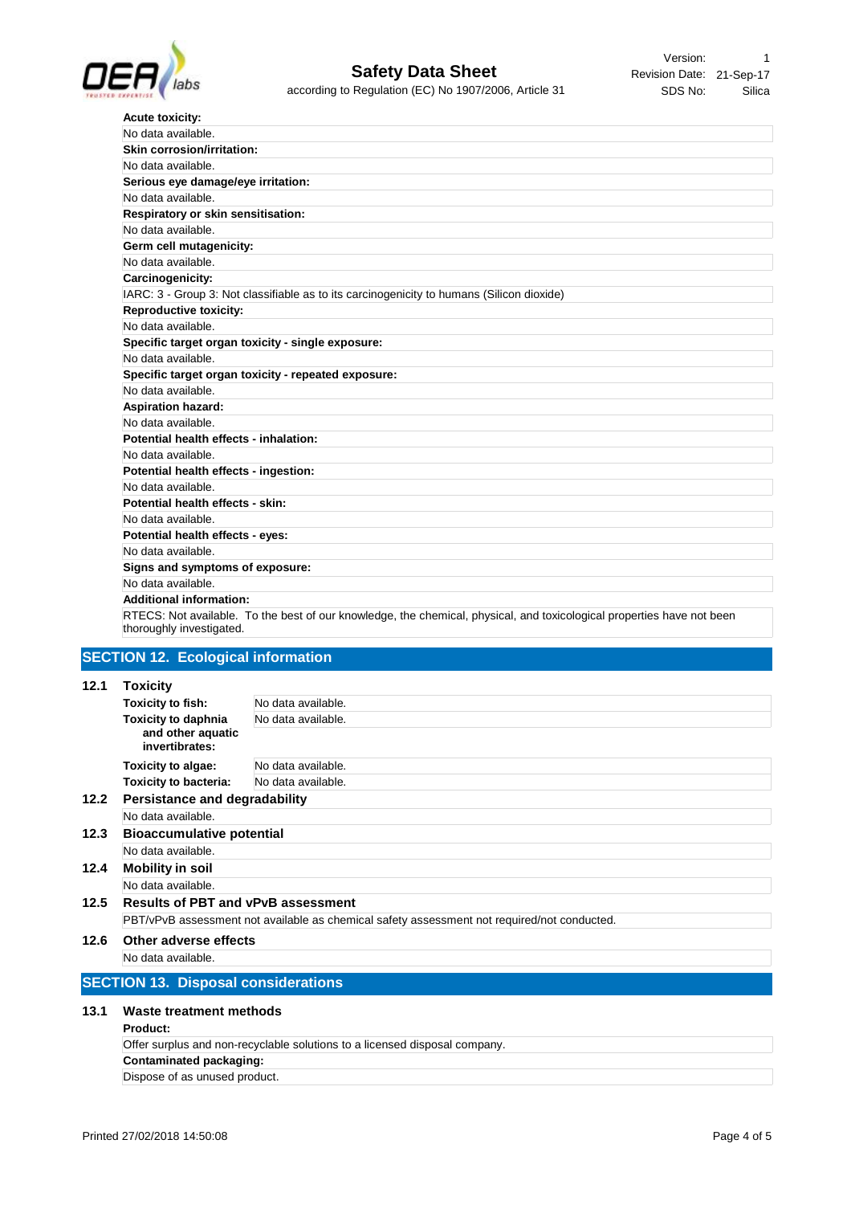**Acute toxicity:**

No data available.

**Skin corrosion/irritation:**

No data available.

**Serious eye damage/eye irritation:**

No data available.

**Respiratory or skin sensitisation:**

No data available.

**Germ cell mutagenicity:**

No data available.

**Carcinogenicity:**

IARC: 3 - Group 3: Not classifiable as to its carcinogenicity to humans (Silicon dioxide)

**Reproductive toxicity:**

No data available.

**Specific target organ toxicity - single exposure:**

No data available.

**Specific target organ toxicity - repeated exposure:**

No data available.

**Aspiration hazard:**

No data available.

**Potential health effects - inhalation:**

No data available.

**Potential health effects - ingestion:**

No data available.

**Potential health effects - skin:**

No data available.

**Potential health effects - eyes:**

No data available.

**Signs and symptoms of exposure:**

No data available.

**Additional information:**

RTECS: Not available. To the best of our knowledge, the chemical, physical, and toxicological properties have not been thoroughly investigated.

## SECTION 12. Ecological information

### 12.1 Toxicity

| | |
|---|---|
| **Toxicity to fish:** | No data available. |
| **Toxicity to daphnia and other aquatic invertebrates:** | No data available. |
| **Toxicity to algae:** | No data available. |
| **Toxicity to bacteria:** | No data available. |

### 12.2 Persistance and degradability

No data available.

### 12.3 Bioaccumulative potential

No data available.

### 12.4 Mobility in soil

No data available.

### 12.5 Results of PBT and vPvB assessment

PBT/vPvB assessment not available as chemical safety assessment not required/not conducted.

### 12.6 Other adverse effects

No data available.

## SECTION 13. Disposal considerations

### 13.1 Waste treatment methods

**Product:**

Offer surplus and non-recyclable solutions to a licensed disposal company.

**Contaminated packaging:**

Dispose of as unused product.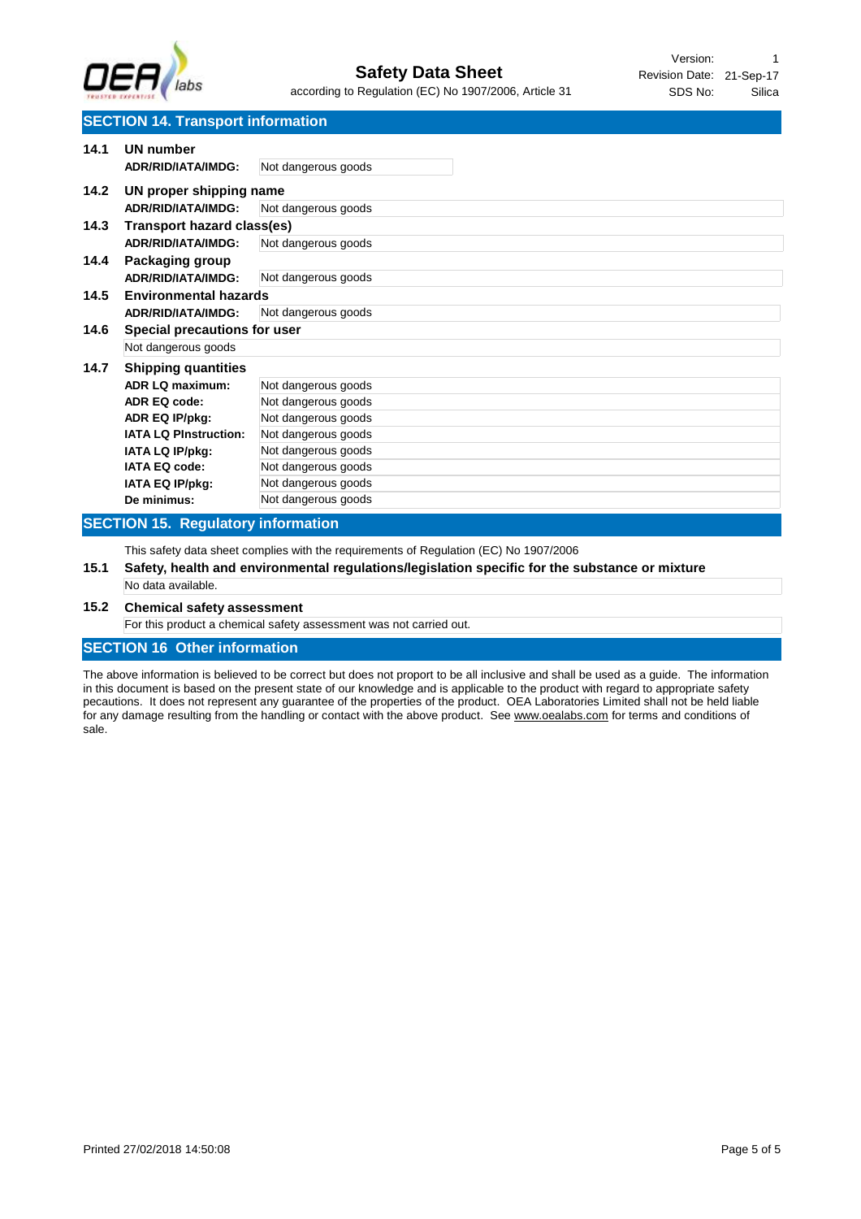## SECTION 14. Transport information

**14.1 UN number**

| | |
|---|---|
| **ADR/RID/IATA/IMDG:** | Not dangerous goods |

**14.2 UN proper shipping name**

| | |
|---|---|
| **ADR/RID/IATA/IMDG:** | Not dangerous goods |

**14.3 Transport hazard class(es)**

| | |
|---|---|
| **ADR/RID/IATA/IMDG:** | Not dangerous goods |

**14.4 Packaging group**

| | |
|---|---|
| **ADR/RID/IATA/IMDG:** | Not dangerous goods |

**14.5 Environmental hazards**

| | |
|---|---|
| **ADR/RID/IATA/IMDG:** | Not dangerous goods |

**14.6 Special precautions for user**

Not dangerous goods

**14.7 Shipping quantities**

| | |
|---|---|
| **ADR LQ maximum:** | Not dangerous goods |
| **ADR EQ code:** | Not dangerous goods |
| **ADR EQ IP/pkg:** | Not dangerous goods |
| **IATA LQ PInstruction:** | Not dangerous goods |
| **IATA LQ IP/pkg:** | Not dangerous goods |
| **IATA EQ code:** | Not dangerous goods |
| **IATA EQ IP/pkg:** | Not dangerous goods |
| **De minimus:** | Not dangerous goods |

## SECTION 15. Regulatory information

This safety data sheet complies with the requirements of Regulation (EC) No 1907/2006

**15.1 Safety, health and environmental regulations/legislation specific for the substance or mixture**

No data available.

**15.2 Chemical safety assessment**

For this product a chemical safety assessment was not carried out.

## SECTION 16 Other information

The above information is believed to be correct but does not proport to be all inclusive and shall be used as a guide. The information in this document is based on the present state of our knowledge and is applicable to the product with regard to appropriate safety pecautions. It does not represent any guarantee of the properties of the product. OEA Laboratories Limited shall not be held liable for any damage resulting from the handling or contact with the above product. See www.oealabs.com for terms and conditions of sale.